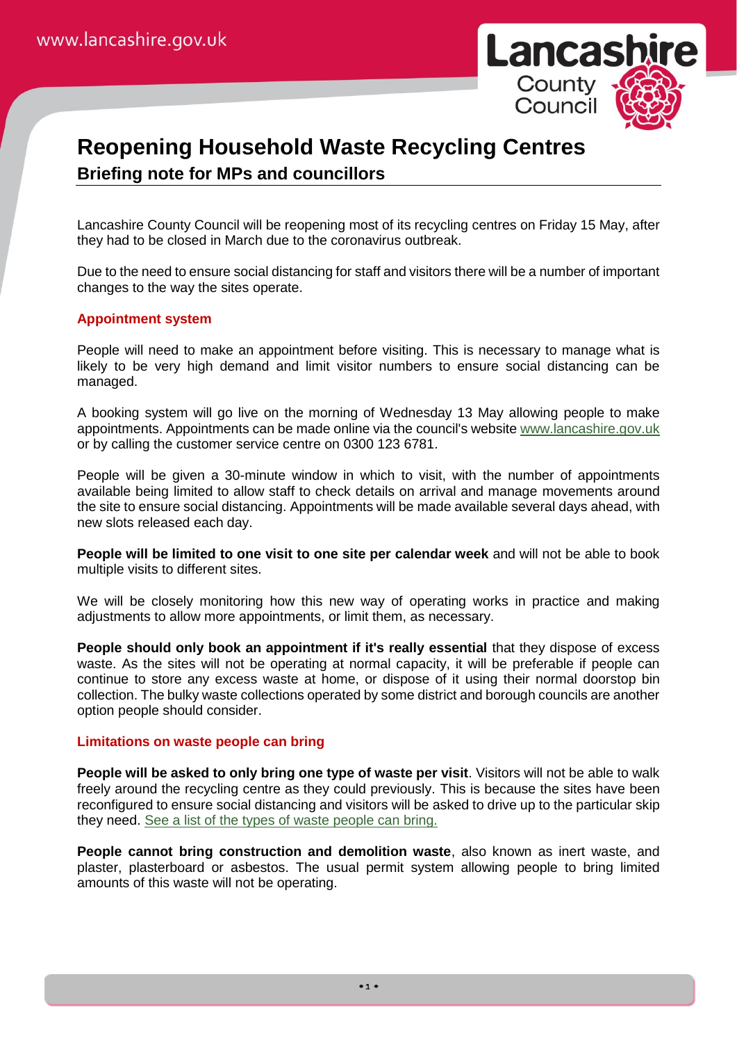# Reopening Household Waste Recycling Centres

## Briefing note for MPs and councillors

Lancashire County Council will be reopening most of its recycling centres on Friday 15 May, after they had to be closed in March due to the coronavirus outbreak.

Due to the need to ensure social distancing for staff and visitors there will be a number of important changes to the way the sites operate.

### Appointment system

People will need to make an appointment before visiting. This is necessary to manage what is likely to be very high demand and limit visitor numbers to ensure social distancing can be managed.

A booking system will go live on the morning of Wednesday 13 May allowing people to make appointments. Appointments can be made online via the council's website [www.lancashire.gov.uk](http://www.lancashire.gov.uk) or by calling the customer service centre on 0300 123 6781.

People will be given a 30-minute window in which to visit, with the number of appointments available being limited to allow staff to check details on arrival and manage movements around the site to ensure social distancing. Appointments will be made available several days ahead, with new slots released each day.

**People will be limited to one visit to one site per calendar week** and will not be able to book multiple visits to different sites.

We will be closely monitoring how this new way of operating works in practice and making adjustments to allow more appointments, or limit them, as necessary.

**People should only book an appointment if it's really essential** that they dispose of excess waste. As the sites will not be operating at normal capacity, it will be preferable if people can continue to store any excess waste at home, or dispose of it using their normal doorstop bin collection. The bulky waste collections operated by some district and borough councils are another option people should consider.

### Limitations on waste people can bring

**People will be asked to only bring one type of waste per visit**. Visitors will not be able to walk freely around the recycling centre as they could previously. This is because the sites have been reconfigured to ensure social distancing and visitors will be asked to drive up to the particular skip they need. See a list of the types of waste people can bring.

**People cannot bring construction and demolition waste**, also known as inert waste, and plaster, plasterboard or asbestos. The usual permit system allowing people to bring limited amounts of this waste will not be operating.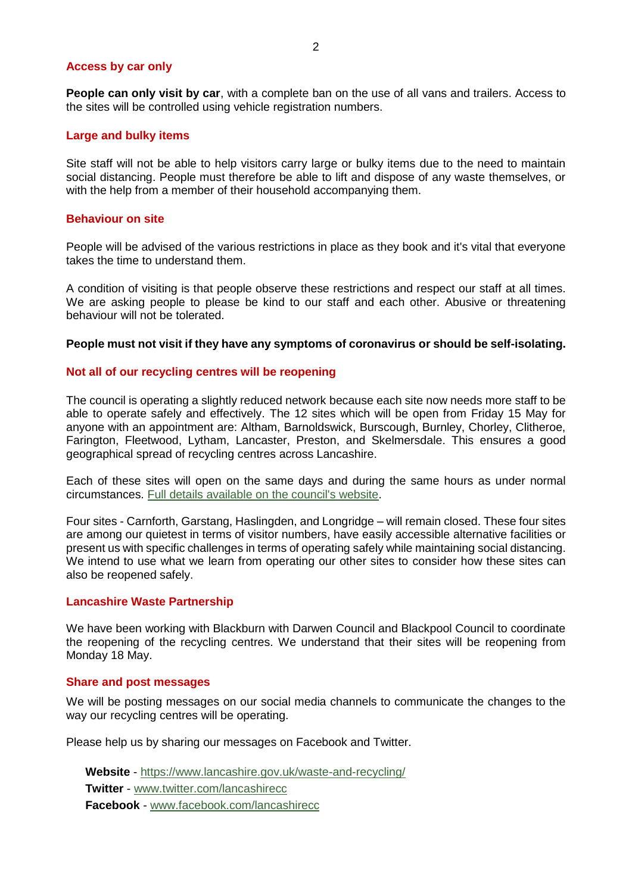## Access by car only

**People can only visit by car**, with a complete ban on the use of all vans and trailers. Access to the sites will be controlled using vehicle registration numbers.

## Large and bulky items

Site staff will not be able to help visitors carry large or bulky items due to the need to maintain social distancing. People must therefore be able to lift and dispose of any waste themselves, or with the help from a member of their household accompanying them.

## Behaviour on site

People will be advised of the various restrictions in place as they book and it's vital that everyone takes the time to understand them.

A condition of visiting is that people observe these restrictions and respect our staff at all times. We are asking people to please be kind to our staff and each other. Abusive or threatening behaviour will not be tolerated.

**People must not visit if they have any symptoms of coronavirus or should be self-isolating.**

## Not all of our recycling centres will be reopening

The council is operating a slightly reduced network because each site now needs more staff to be able to operate safely and effectively. The 12 sites which will be open from Friday 15 May for anyone with an appointment are: Altham, Barnoldswick, Burscough, Burnley, Chorley, Clitheroe, Farington, Fleetwood, Lytham, Lancaster, Preston, and Skelmersdale. This ensures a good geographical spread of recycling centres across Lancashire.

Each of these sites will open on the same days and during the same hours as under normal circumstances. Full details available on the council's website.

Four sites - Carnforth, Garstang, Haslingden, and Longridge – will remain closed. These four sites are among our quietest in terms of visitor numbers, have easily accessible alternative facilities or present us with specific challenges in terms of operating safely while maintaining social distancing. We intend to use what we learn from operating our other sites to consider how these sites can also be reopened safely.

## Lancashire Waste Partnership

We have been working with Blackburn with Darwen Council and Blackpool Council to coordinate the reopening of the recycling centres. We understand that their sites will be reopening from Monday 18 May.

## Share and post messages

We will be posting messages on our social media channels to communicate the changes to the way our recycling centres will be operating.

Please help us by sharing our messages on Facebook and Twitter.

**Website** - https://www.lancashire.gov.uk/waste-and-recycling/
**Twitter** - www.twitter.com/lancashirecc
**Facebook** - www.facebook.com/lancashirecc